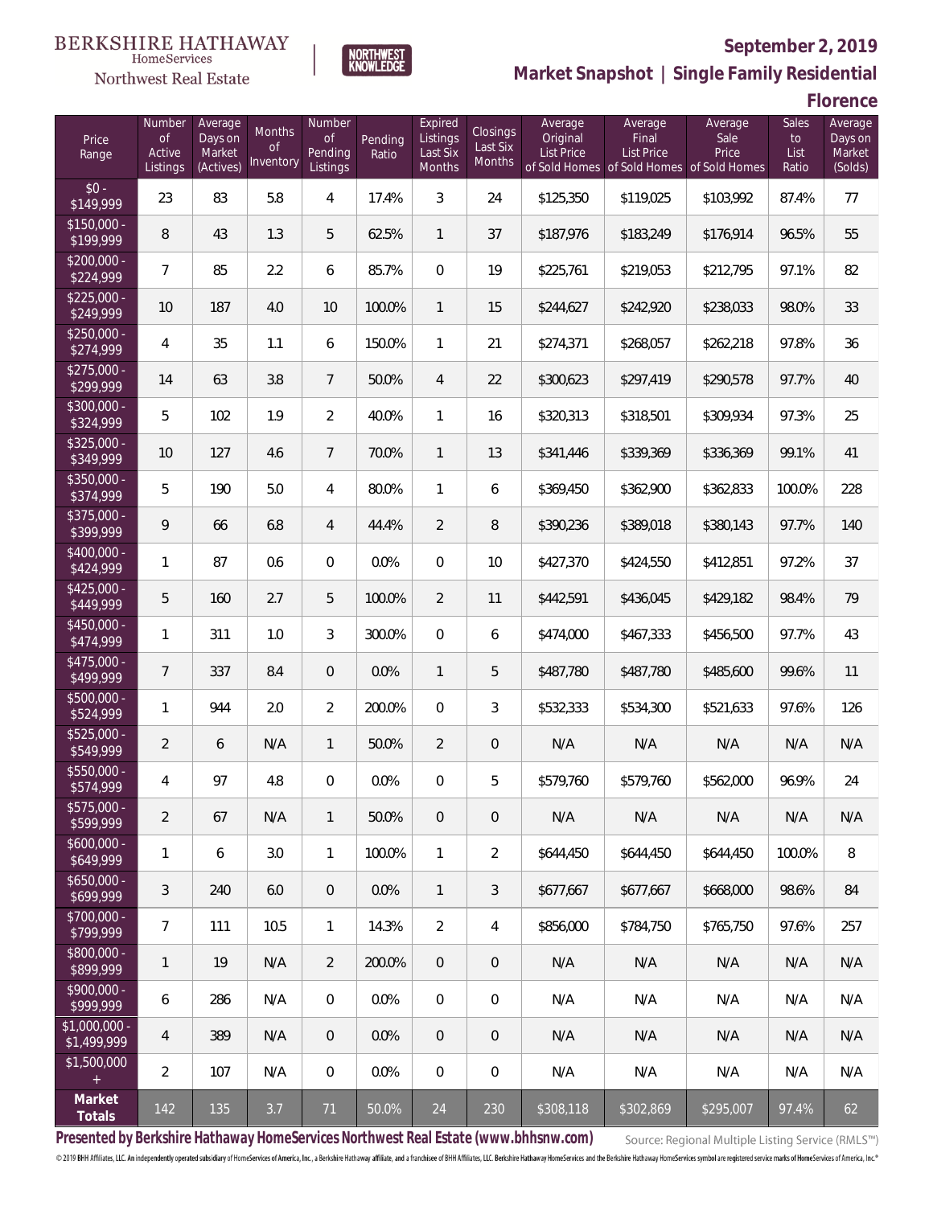BERKSHIRE HATHAWAY HomeServices Northwest Real Estate

NORTHWEST KNOWLEDGE

**September 2, 2019**

**Market Snapshot | Single Family Residential**

**Florence**

| Price Range | Number of Active Listings | Average Days on Market (Actives) | Months of Inventory | Number of Pending Listings | Pending Ratio | Expired Listings Last Six Months | Closings Last Six Months | Average Original List Price of Sold Homes | Average Final List Price of Sold Homes | Average Sale Price of Sold Homes | Sales to List Ratio | Average Days on Market (Solds) |
|---|---|---|---|---|---|---|---|---|---|---|---|---|
| $0 - $149,999 | 23 | 83 | 5.8 | 4 | 17.4% | 3 | 24 | $125,350 | $119,025 | $103,992 | 87.4% | 77 |
| $150,000 - $199,999 | 8 | 43 | 1.3 | 5 | 62.5% | 1 | 37 | $187,976 | $183,249 | $176,914 | 96.5% | 55 |
| $200,000 - $224,999 | 7 | 85 | 2.2 | 6 | 85.7% | 0 | 19 | $225,761 | $219,053 | $212,795 | 97.1% | 82 |
| $225,000 - $249,999 | 10 | 187 | 4.0 | 10 | 100.0% | 1 | 15 | $244,627 | $242,920 | $238,033 | 98.0% | 33 |
| $250,000 - $274,999 | 4 | 35 | 1.1 | 6 | 150.0% | 1 | 21 | $274,371 | $268,057 | $262,218 | 97.8% | 36 |
| $275,000 - $299,999 | 14 | 63 | 3.8 | 7 | 50.0% | 4 | 22 | $300,623 | $297,419 | $290,578 | 97.7% | 40 |
| $300,000 - $324,999 | 5 | 102 | 1.9 | 2 | 40.0% | 1 | 16 | $320,313 | $318,501 | $309,934 | 97.3% | 25 |
| $325,000 - $349,999 | 10 | 127 | 4.6 | 7 | 70.0% | 1 | 13 | $341,446 | $339,369 | $336,369 | 99.1% | 41 |
| $350,000 - $374,999 | 5 | 190 | 5.0 | 4 | 80.0% | 1 | 6 | $369,450 | $362,900 | $362,833 | 100.0% | 228 |
| $375,000 - $399,999 | 9 | 66 | 6.8 | 4 | 44.4% | 2 | 8 | $390,236 | $389,018 | $380,143 | 97.7% | 140 |
| $400,000 - $424,999 | 1 | 87 | 0.6 | 0 | 0.0% | 0 | 10 | $427,370 | $424,550 | $412,851 | 97.2% | 37 |
| $425,000 - $449,999 | 5 | 160 | 2.7 | 5 | 100.0% | 2 | 11 | $442,591 | $436,045 | $429,182 | 98.4% | 79 |
| $450,000 - $474,999 | 1 | 311 | 1.0 | 3 | 300.0% | 0 | 6 | $474,000 | $467,333 | $456,500 | 97.7% | 43 |
| $475,000 - $499,999 | 7 | 337 | 8.4 | 0 | 0.0% | 1 | 5 | $487,780 | $487,780 | $485,600 | 99.6% | 11 |
| $500,000 - $524,999 | 1 | 944 | 2.0 | 2 | 200.0% | 0 | 3 | $532,333 | $534,300 | $521,633 | 97.6% | 126 |
| $525,000 - $549,999 | 2 | 6 | N/A | 1 | 50.0% | 2 | 0 | N/A | N/A | N/A | N/A | N/A |
| $550,000 - $574,999 | 4 | 97 | 4.8 | 0 | 0.0% | 0 | 5 | $579,760 | $579,760 | $562,000 | 96.9% | 24 |
| $575,000 - $599,999 | 2 | 67 | N/A | 1 | 50.0% | 0 | 0 | N/A | N/A | N/A | N/A | N/A |
| $600,000 - $649,999 | 1 | 6 | 3.0 | 1 | 100.0% | 1 | 2 | $644,450 | $644,450 | $644,450 | 100.0% | 8 |
| $650,000 - $699,999 | 3 | 240 | 6.0 | 0 | 0.0% | 1 | 3 | $677,667 | $677,667 | $668,000 | 98.6% | 84 |
| $700,000 - $799,999 | 7 | 111 | 10.5 | 1 | 14.3% | 2 | 4 | $856,000 | $784,750 | $765,750 | 97.6% | 257 |
| $800,000 - $899,999 | 1 | 19 | N/A | 2 | 200.0% | 0 | 0 | N/A | N/A | N/A | N/A | N/A |
| $900,000 - $999,999 | 6 | 286 | N/A | 0 | 0.0% | 0 | 0 | N/A | N/A | N/A | N/A | N/A |
| $1,000,000 - $1,499,999 | 4 | 389 | N/A | 0 | 0.0% | 0 | 0 | N/A | N/A | N/A | N/A | N/A |
| $1,500,000 + | 2 | 107 | N/A | 0 | 0.0% | 0 | 0 | N/A | N/A | N/A | N/A | N/A |
| **Market Totals** | 142 | 135 | 3.7 | 71 | 50.0% | 24 | 230 | $308,118 | $302,869 | $295,007 | 97.4% | 62 |

**Presented by Berkshire Hathaway HomeServices Northwest Real Estate (www.bhhsnw.com)**

Source: Regional Multiple Listing Service (RMLS™)

© 2019 BHH Affiliates, LLC. An independently operated subsidiary of HomeServices of America, Inc., a Berkshire Hathaway affiliate, and a franchisee of BHH Affiliates, LLC. Berkshire Hathaway HomeServices and the Berkshire Hathaway HomeServices symbol are registered service marks of HomeServices of America, Inc.®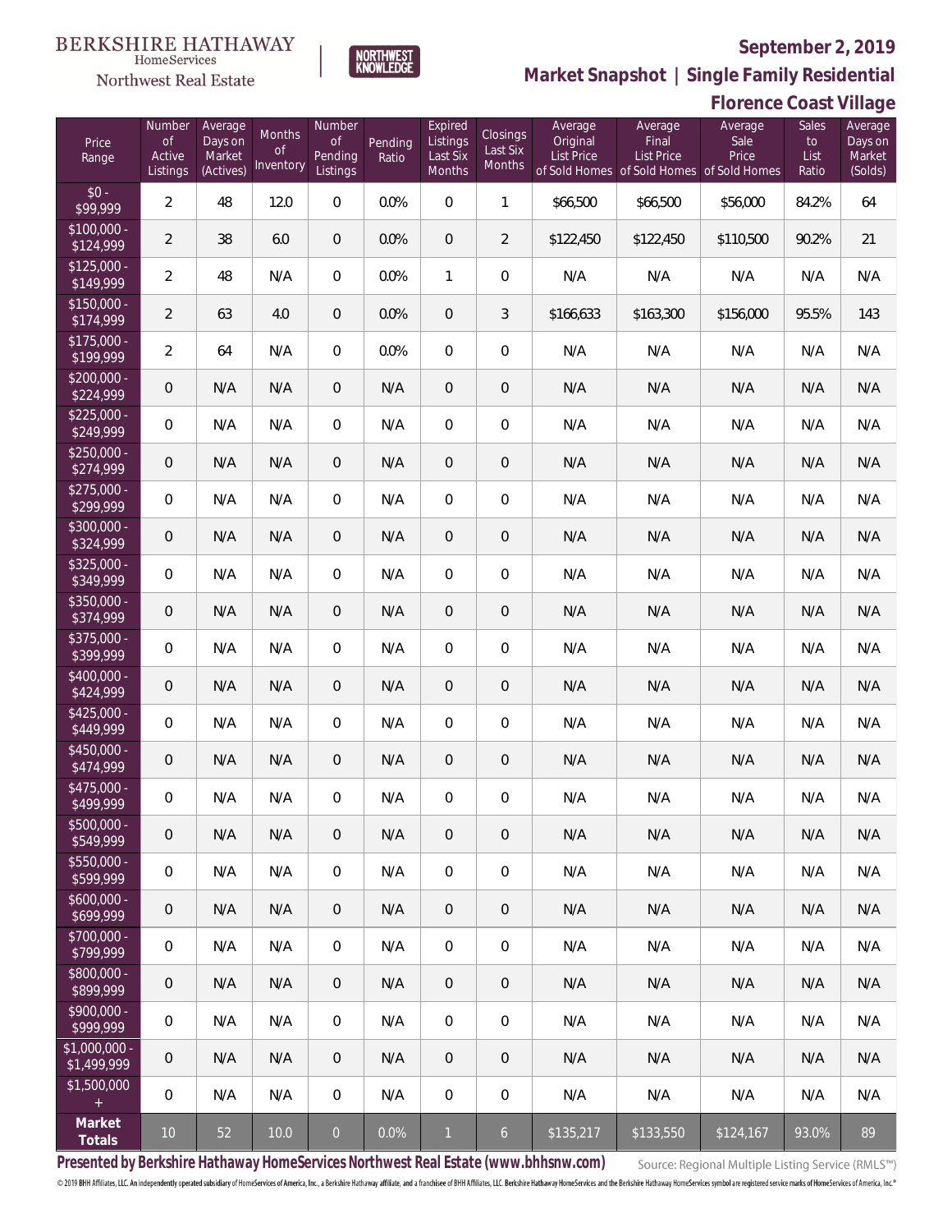BERKSHIRE HATHAWAY HomeServices Northwest Real Estate

NORTHWEST KNOWLEDGE

## September 2, 2019

## Market Snapshot | Single Family Residential

## Florence Coast Village

| Price Range | Number of Active Listings | Average Days on Market (Actives) | Months of Inventory | Number of Pending Listings | Pending Ratio | Expired Listings Last Six Months | Closings Last Six Months | Average Original List Price of Sold Homes | Average Final List Price of Sold Homes | Average Sale Price of Sold Homes | Sales to List Ratio | Average Days on Market (Solds) |
|---|---|---|---|---|---|---|---|---|---|---|---|---|
| $0 - $99,999 | 2 | 48 | 12.0 | 0 | 0.0% | 0 | 1 | $66,500 | $66,500 | $56,000 | 84.2% | 64 |
| $100,000 - $124,999 | 2 | 38 | 6.0 | 0 | 0.0% | 0 | 2 | $122,450 | $122,450 | $110,500 | 90.2% | 21 |
| $125,000 - $149,999 | 2 | 48 | N/A | 0 | 0.0% | 1 | 0 | N/A | N/A | N/A | N/A | N/A |
| $150,000 - $174,999 | 2 | 63 | 4.0 | 0 | 0.0% | 0 | 3 | $166,633 | $163,300 | $156,000 | 95.5% | 143 |
| $175,000 - $199,999 | 2 | 64 | N/A | 0 | 0.0% | 0 | 0 | N/A | N/A | N/A | N/A | N/A |
| $200,000 - $224,999 | 0 | N/A | N/A | 0 | N/A | 0 | 0 | N/A | N/A | N/A | N/A | N/A |
| $225,000 - $249,999 | 0 | N/A | N/A | 0 | N/A | 0 | 0 | N/A | N/A | N/A | N/A | N/A |
| $250,000 - $274,999 | 0 | N/A | N/A | 0 | N/A | 0 | 0 | N/A | N/A | N/A | N/A | N/A |
| $275,000 - $299,999 | 0 | N/A | N/A | 0 | N/A | 0 | 0 | N/A | N/A | N/A | N/A | N/A |
| $300,000 - $324,999 | 0 | N/A | N/A | 0 | N/A | 0 | 0 | N/A | N/A | N/A | N/A | N/A |
| $325,000 - $349,999 | 0 | N/A | N/A | 0 | N/A | 0 | 0 | N/A | N/A | N/A | N/A | N/A |
| $350,000 - $374,999 | 0 | N/A | N/A | 0 | N/A | 0 | 0 | N/A | N/A | N/A | N/A | N/A |
| $375,000 - $399,999 | 0 | N/A | N/A | 0 | N/A | 0 | 0 | N/A | N/A | N/A | N/A | N/A |
| $400,000 - $424,999 | 0 | N/A | N/A | 0 | N/A | 0 | 0 | N/A | N/A | N/A | N/A | N/A |
| $425,000 - $449,999 | 0 | N/A | N/A | 0 | N/A | 0 | 0 | N/A | N/A | N/A | N/A | N/A |
| $450,000 - $474,999 | 0 | N/A | N/A | 0 | N/A | 0 | 0 | N/A | N/A | N/A | N/A | N/A |
| $475,000 - $499,999 | 0 | N/A | N/A | 0 | N/A | 0 | 0 | N/A | N/A | N/A | N/A | N/A |
| $500,000 - $549,999 | 0 | N/A | N/A | 0 | N/A | 0 | 0 | N/A | N/A | N/A | N/A | N/A |
| $550,000 - $599,999 | 0 | N/A | N/A | 0 | N/A | 0 | 0 | N/A | N/A | N/A | N/A | N/A |
| $600,000 - $699,999 | 0 | N/A | N/A | 0 | N/A | 0 | 0 | N/A | N/A | N/A | N/A | N/A |
| $700,000 - $799,999 | 0 | N/A | N/A | 0 | N/A | 0 | 0 | N/A | N/A | N/A | N/A | N/A |
| $800,000 - $899,999 | 0 | N/A | N/A | 0 | N/A | 0 | 0 | N/A | N/A | N/A | N/A | N/A |
| $900,000 - $999,999 | 0 | N/A | N/A | 0 | N/A | 0 | 0 | N/A | N/A | N/A | N/A | N/A |
| $1,000,000 - $1,499,999 | 0 | N/A | N/A | 0 | N/A | 0 | 0 | N/A | N/A | N/A | N/A | N/A |
| $1,500,000 + | 0 | N/A | N/A | 0 | N/A | 0 | 0 | N/A | N/A | N/A | N/A | N/A |
| **Market Totals** | 10 | 52 | 10.0 | 0 | 0.0% | 1 | 6 | $135,217 | $133,550 | $124,167 | 93.0% | 89 |

**Presented by Berkshire Hathaway HomeServices Northwest Real Estate (www.bhhsnw.com)**

Source: Regional Multiple Listing Service (RMLS™)

© 2019 BHH Affiliates, LLC. An independently operated subsidiary of HomeServices of America, Inc., a Berkshire Hathaway affiliate, and a franchisee of BHH Affiliates, LLC. Berkshire Hathaway HomeServices and the Berkshire Hathaway HomeServices symbol are registered service marks of HomeServices of America, Inc.®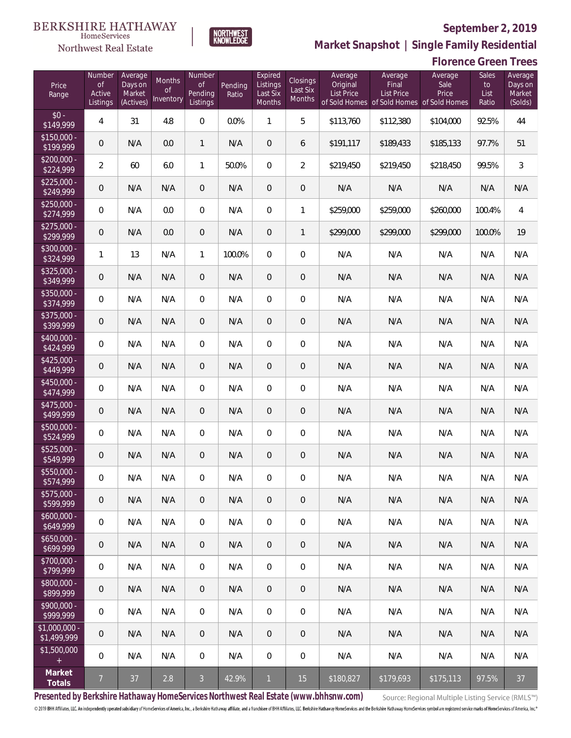BERKSHIRE HATHAWAY HomeServices Northwest Real Estate

NORTHWEST KNOWLEDGE

**September 2, 2019**

**Market Snapshot | Single Family Residential**

**Florence Green Trees**

| Price Range | Number of Active Listings | Average Days on Market (Actives) | Months of Inventory | Number of Pending Listings | Pending Ratio | Expired Listings Last Six Months | Closings Last Six Months | Average Original List Price of Sold Homes | Average Final List Price of Sold Homes | Average Sale Price of Sold Homes | Sales to List Ratio | Average Days on Market (Solds) |
|---|---|---|---|---|---|---|---|---|---|---|---|---|
| $0 - $149,999 | 4 | 31 | 4.8 | 0 | 0.0% | 1 | 5 | $113,760 | $112,380 | $104,000 | 92.5% | 44 |
| $150,000 - $199,999 | 0 | N/A | 0.0 | 1 | N/A | 0 | 6 | $191,117 | $189,433 | $185,133 | 97.7% | 51 |
| $200,000 - $224,999 | 2 | 60 | 6.0 | 1 | 50.0% | 0 | 2 | $219,450 | $219,450 | $218,450 | 99.5% | 3 |
| $225,000 - $249,999 | 0 | N/A | N/A | 0 | N/A | 0 | 0 | N/A | N/A | N/A | N/A | N/A |
| $250,000 - $274,999 | 0 | N/A | 0.0 | 0 | N/A | 0 | 1 | $259,000 | $259,000 | $260,000 | 100.4% | 4 |
| $275,000 - $299,999 | 0 | N/A | 0.0 | 0 | N/A | 0 | 1 | $299,000 | $299,000 | $299,000 | 100.0% | 19 |
| $300,000 - $324,999 | 1 | 13 | N/A | 1 | 100.0% | 0 | 0 | N/A | N/A | N/A | N/A | N/A |
| $325,000 - $349,999 | 0 | N/A | N/A | 0 | N/A | 0 | 0 | N/A | N/A | N/A | N/A | N/A |
| $350,000 - $374,999 | 0 | N/A | N/A | 0 | N/A | 0 | 0 | N/A | N/A | N/A | N/A | N/A |
| $375,000 - $399,999 | 0 | N/A | N/A | 0 | N/A | 0 | 0 | N/A | N/A | N/A | N/A | N/A |
| $400,000 - $424,999 | 0 | N/A | N/A | 0 | N/A | 0 | 0 | N/A | N/A | N/A | N/A | N/A |
| $425,000 - $449,999 | 0 | N/A | N/A | 0 | N/A | 0 | 0 | N/A | N/A | N/A | N/A | N/A |
| $450,000 - $474,999 | 0 | N/A | N/A | 0 | N/A | 0 | 0 | N/A | N/A | N/A | N/A | N/A |
| $475,000 - $499,999 | 0 | N/A | N/A | 0 | N/A | 0 | 0 | N/A | N/A | N/A | N/A | N/A |
| $500,000 - $524,999 | 0 | N/A | N/A | 0 | N/A | 0 | 0 | N/A | N/A | N/A | N/A | N/A |
| $525,000 - $549,999 | 0 | N/A | N/A | 0 | N/A | 0 | 0 | N/A | N/A | N/A | N/A | N/A |
| $550,000 - $574,999 | 0 | N/A | N/A | 0 | N/A | 0 | 0 | N/A | N/A | N/A | N/A | N/A |
| $575,000 - $599,999 | 0 | N/A | N/A | 0 | N/A | 0 | 0 | N/A | N/A | N/A | N/A | N/A |
| $600,000 - $649,999 | 0 | N/A | N/A | 0 | N/A | 0 | 0 | N/A | N/A | N/A | N/A | N/A |
| $650,000 - $699,999 | 0 | N/A | N/A | 0 | N/A | 0 | 0 | N/A | N/A | N/A | N/A | N/A |
| $700,000 - $799,999 | 0 | N/A | N/A | 0 | N/A | 0 | 0 | N/A | N/A | N/A | N/A | N/A |
| $800,000 - $899,999 | 0 | N/A | N/A | 0 | N/A | 0 | 0 | N/A | N/A | N/A | N/A | N/A |
| $900,000 - $999,999 | 0 | N/A | N/A | 0 | N/A | 0 | 0 | N/A | N/A | N/A | N/A | N/A |
| $1,000,000 - $1,499,999 | 0 | N/A | N/A | 0 | N/A | 0 | 0 | N/A | N/A | N/A | N/A | N/A |
| $1,500,000 + | 0 | N/A | N/A | 0 | N/A | 0 | 0 | N/A | N/A | N/A | N/A | N/A |
| **Market Totals** | 7 | 37 | 2.8 | 3 | 42.9% | 1 | 15 | $180,827 | $179,693 | $175,113 | 97.5% | 37 |

**Presented by Berkshire Hathaway HomeServices Northwest Real Estate (www.bhhsnw.com)**

Source: Regional Multiple Listing Service (RMLS™)

© 2019 BHH Affiliates, LLC. An independently operated subsidiary of HomeServices of America, Inc., a Berkshire Hathaway affiliate, and a franchisee of BHH Affiliates, LLC. Berkshire Hathaway HomeServices and the Berkshire Hathaway HomeServices symbol are registered service marks of HomeServices of America, Inc.®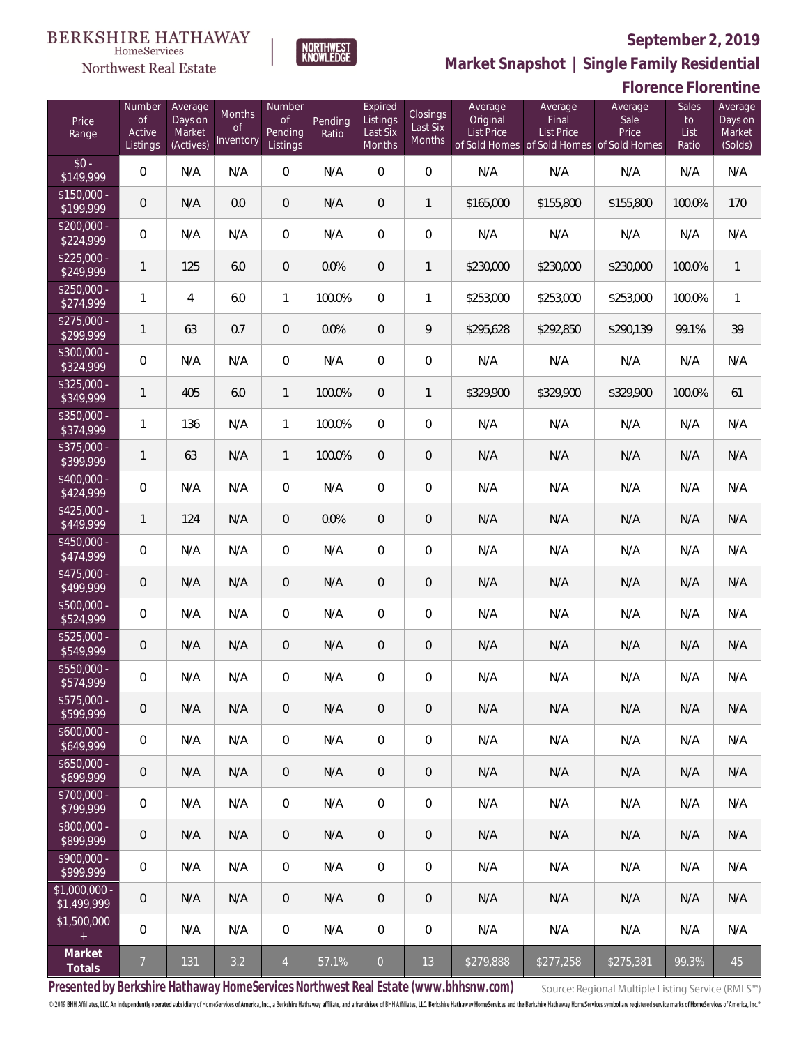BERKSHIRE HATHAWAY HomeServices Northwest Real Estate

NORTHWEST KNOWLEDGE

# September 2, 2019

## Market Snapshot | Single Family Residential

## Florence Florentine

| Price Range | Number of Active Listings | Average Days on Market (Actives) | Months of Inventory | Number of Pending Listings | Pending Ratio | Expired Listings Last Six Months | Closings Last Six Months | Average Original List Price of Sold Homes | Average Final List Price of Sold Homes | Average Sale Price of Sold Homes | Sales to List Ratio | Average Days on Market (Solds) |
|---|---|---|---|---|---|---|---|---|---|---|---|---|
| $0 - $149,999 | 0 | N/A | N/A | 0 | N/A | 0 | 0 | N/A | N/A | N/A | N/A | N/A |
| $150,000 - $199,999 | 0 | N/A | 0.0 | 0 | N/A | 0 | 1 | $165,000 | $155,800 | $155,800 | 100.0% | 170 |
| $200,000 - $224,999 | 0 | N/A | N/A | 0 | N/A | 0 | 0 | N/A | N/A | N/A | N/A | N/A |
| $225,000 - $249,999 | 1 | 125 | 6.0 | 0 | 0.0% | 0 | 1 | $230,000 | $230,000 | $230,000 | 100.0% | 1 |
| $250,000 - $274,999 | 1 | 4 | 6.0 | 1 | 100.0% | 0 | 1 | $253,000 | $253,000 | $253,000 | 100.0% | 1 |
| $275,000 - $299,999 | 1 | 63 | 0.7 | 0 | 0.0% | 0 | 9 | $295,628 | $292,850 | $290,139 | 99.1% | 39 |
| $300,000 - $324,999 | 0 | N/A | N/A | 0 | N/A | 0 | 0 | N/A | N/A | N/A | N/A | N/A |
| $325,000 - $349,999 | 1 | 405 | 6.0 | 1 | 100.0% | 0 | 1 | $329,900 | $329,900 | $329,900 | 100.0% | 61 |
| $350,000 - $374,999 | 1 | 136 | N/A | 1 | 100.0% | 0 | 0 | N/A | N/A | N/A | N/A | N/A |
| $375,000 - $399,999 | 1 | 63 | N/A | 1 | 100.0% | 0 | 0 | N/A | N/A | N/A | N/A | N/A |
| $400,000 - $424,999 | 0 | N/A | N/A | 0 | N/A | 0 | 0 | N/A | N/A | N/A | N/A | N/A |
| $425,000 - $449,999 | 1 | 124 | N/A | 0 | 0.0% | 0 | 0 | N/A | N/A | N/A | N/A | N/A |
| $450,000 - $474,999 | 0 | N/A | N/A | 0 | N/A | 0 | 0 | N/A | N/A | N/A | N/A | N/A |
| $475,000 - $499,999 | 0 | N/A | N/A | 0 | N/A | 0 | 0 | N/A | N/A | N/A | N/A | N/A |
| $500,000 - $524,999 | 0 | N/A | N/A | 0 | N/A | 0 | 0 | N/A | N/A | N/A | N/A | N/A |
| $525,000 - $549,999 | 0 | N/A | N/A | 0 | N/A | 0 | 0 | N/A | N/A | N/A | N/A | N/A |
| $550,000 - $574,999 | 0 | N/A | N/A | 0 | N/A | 0 | 0 | N/A | N/A | N/A | N/A | N/A |
| $575,000 - $599,999 | 0 | N/A | N/A | 0 | N/A | 0 | 0 | N/A | N/A | N/A | N/A | N/A |
| $600,000 - $649,999 | 0 | N/A | N/A | 0 | N/A | 0 | 0 | N/A | N/A | N/A | N/A | N/A |
| $650,000 - $699,999 | 0 | N/A | N/A | 0 | N/A | 0 | 0 | N/A | N/A | N/A | N/A | N/A |
| $700,000 - $799,999 | 0 | N/A | N/A | 0 | N/A | 0 | 0 | N/A | N/A | N/A | N/A | N/A |
| $800,000 - $899,999 | 0 | N/A | N/A | 0 | N/A | 0 | 0 | N/A | N/A | N/A | N/A | N/A |
| $900,000 - $999,999 | 0 | N/A | N/A | 0 | N/A | 0 | 0 | N/A | N/A | N/A | N/A | N/A |
| $1,000,000 - $1,499,999 | 0 | N/A | N/A | 0 | N/A | 0 | 0 | N/A | N/A | N/A | N/A | N/A |
| $1,500,000 + | 0 | N/A | N/A | 0 | N/A | 0 | 0 | N/A | N/A | N/A | N/A | N/A |
| **Market Totals** | 7 | 131 | 3.2 | 4 | 57.1% | 0 | 13 | $279,888 | $277,258 | $275,381 | 99.3% | 45 |

**Presented by Berkshire Hathaway HomeServices Northwest Real Estate (www.bhhsnw.com)**

Source: Regional Multiple Listing Service (RMLS™)

© 2019 BHH Affiliates, LLC. An independently operated subsidiary of HomeServices of America, Inc., a Berkshire Hathaway affiliate, and a franchisee of BHH Affiliates, LLC. Berkshire Hathaway HomeServices and the Berkshire Hathaway HomeServices symbol are registered service marks of HomeServices of America, Inc.®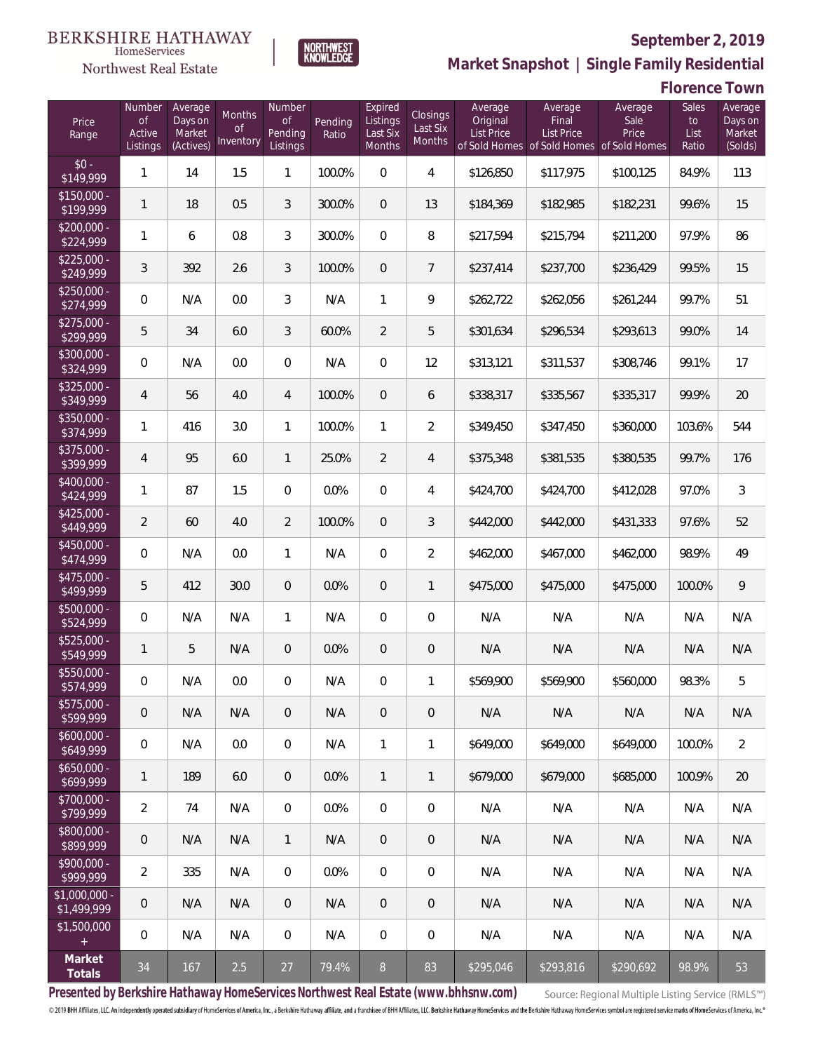BERKSHIRE HATHAWAY HomeServices Northwest Real Estate | NORTHWEST KNOWLEDGE

# September 2, 2019

## Market Snapshot | Single Family Residential

## Florence Town

| Price Range | Number of Active Listings | Average Days on Market (Actives) | Months of Inventory | Number of Pending Listings | Pending Ratio | Expired Listings Last Six Months | Closings Last Six Months | Average Original List Price of Sold Homes | Average Final List Price of Sold Homes | Average Sale Price of Sold Homes | Sales to List Ratio | Average Days on Market (Solds) |
|---|---|---|---|---|---|---|---|---|---|---|---|---|
| $0 - $149,999 | 1 | 14 | 1.5 | 1 | 100.0% | 0 | 4 | $126,850 | $117,975 | $100,125 | 84.9% | 113 |
| $150,000 - $199,999 | 1 | 18 | 0.5 | 3 | 300.0% | 0 | 13 | $184,369 | $182,985 | $182,231 | 99.6% | 15 |
| $200,000 - $224,999 | 1 | 6 | 0.8 | 3 | 300.0% | 0 | 8 | $217,594 | $215,794 | $211,200 | 97.9% | 86 |
| $225,000 - $249,999 | 3 | 392 | 2.6 | 3 | 100.0% | 0 | 7 | $237,414 | $237,700 | $236,429 | 99.5% | 15 |
| $250,000 - $274,999 | 0 | N/A | 0.0 | 3 | N/A | 1 | 9 | $262,722 | $262,056 | $261,244 | 99.7% | 51 |
| $275,000 - $299,999 | 5 | 34 | 6.0 | 3 | 60.0% | 2 | 5 | $301,634 | $296,534 | $293,613 | 99.0% | 14 |
| $300,000 - $324,999 | 0 | N/A | 0.0 | 0 | N/A | 0 | 12 | $313,121 | $311,537 | $308,746 | 99.1% | 17 |
| $325,000 - $349,999 | 4 | 56 | 4.0 | 4 | 100.0% | 0 | 6 | $338,317 | $335,567 | $335,317 | 99.9% | 20 |
| $350,000 - $374,999 | 1 | 416 | 3.0 | 1 | 100.0% | 1 | 2 | $349,450 | $347,450 | $360,000 | 103.6% | 544 |
| $375,000 - $399,999 | 4 | 95 | 6.0 | 1 | 25.0% | 2 | 4 | $375,348 | $381,535 | $380,535 | 99.7% | 176 |
| $400,000 - $424,999 | 1 | 87 | 1.5 | 0 | 0.0% | 0 | 4 | $424,700 | $424,700 | $412,028 | 97.0% | 3 |
| $425,000 - $449,999 | 2 | 60 | 4.0 | 2 | 100.0% | 0 | 3 | $442,000 | $442,000 | $431,333 | 97.6% | 52 |
| $450,000 - $474,999 | 0 | N/A | 0.0 | 1 | N/A | 0 | 2 | $462,000 | $467,000 | $462,000 | 98.9% | 49 |
| $475,000 - $499,999 | 5 | 412 | 30.0 | 0 | 0.0% | 0 | 1 | $475,000 | $475,000 | $475,000 | 100.0% | 9 |
| $500,000 - $524,999 | 0 | N/A | N/A | 1 | N/A | 0 | 0 | N/A | N/A | N/A | N/A | N/A |
| $525,000 - $549,999 | 1 | 5 | N/A | 0 | 0.0% | 0 | 0 | N/A | N/A | N/A | N/A | N/A |
| $550,000 - $574,999 | 0 | N/A | 0.0 | 0 | N/A | 0 | 1 | $569,900 | $569,900 | $560,000 | 98.3% | 5 |
| $575,000 - $599,999 | 0 | N/A | N/A | 0 | N/A | 0 | 0 | N/A | N/A | N/A | N/A | N/A |
| $600,000 - $649,999 | 0 | N/A | 0.0 | 0 | N/A | 1 | 1 | $649,000 | $649,000 | $649,000 | 100.0% | 2 |
| $650,000 - $699,999 | 1 | 189 | 6.0 | 0 | 0.0% | 1 | 1 | $679,000 | $679,000 | $685,000 | 100.9% | 20 |
| $700,000 - $799,999 | 2 | 74 | N/A | 0 | 0.0% | 0 | 0 | N/A | N/A | N/A | N/A | N/A |
| $800,000 - $899,999 | 0 | N/A | N/A | 1 | N/A | 0 | 0 | N/A | N/A | N/A | N/A | N/A |
| $900,000 - $999,999 | 2 | 335 | N/A | 0 | 0.0% | 0 | 0 | N/A | N/A | N/A | N/A | N/A |
| $1,000,000 - $1,499,999 | 0 | N/A | N/A | 0 | N/A | 0 | 0 | N/A | N/A | N/A | N/A | N/A |
| $1,500,000 + | 0 | N/A | N/A | 0 | N/A | 0 | 0 | N/A | N/A | N/A | N/A | N/A |
| **Market Totals** | 34 | 167 | 2.5 | 27 | 79.4% | 8 | 83 | $295,046 | $293,816 | $290,692 | 98.9% | 53 |

**Presented by Berkshire Hathaway HomeServices Northwest Real Estate (www.bhhsnw.com)**

Source: Regional Multiple Listing Service (RMLS™)

© 2019 BHH Affiliates, LLC. An independently operated subsidiary of HomeServices of America, Inc., a Berkshire Hathaway affiliate, and a franchisee of BHH Affiliates, LLC. Berkshire Hathaway HomeServices and the Berkshire Hathaway HomeServices symbol are registered service marks of HomeServices of America, Inc.®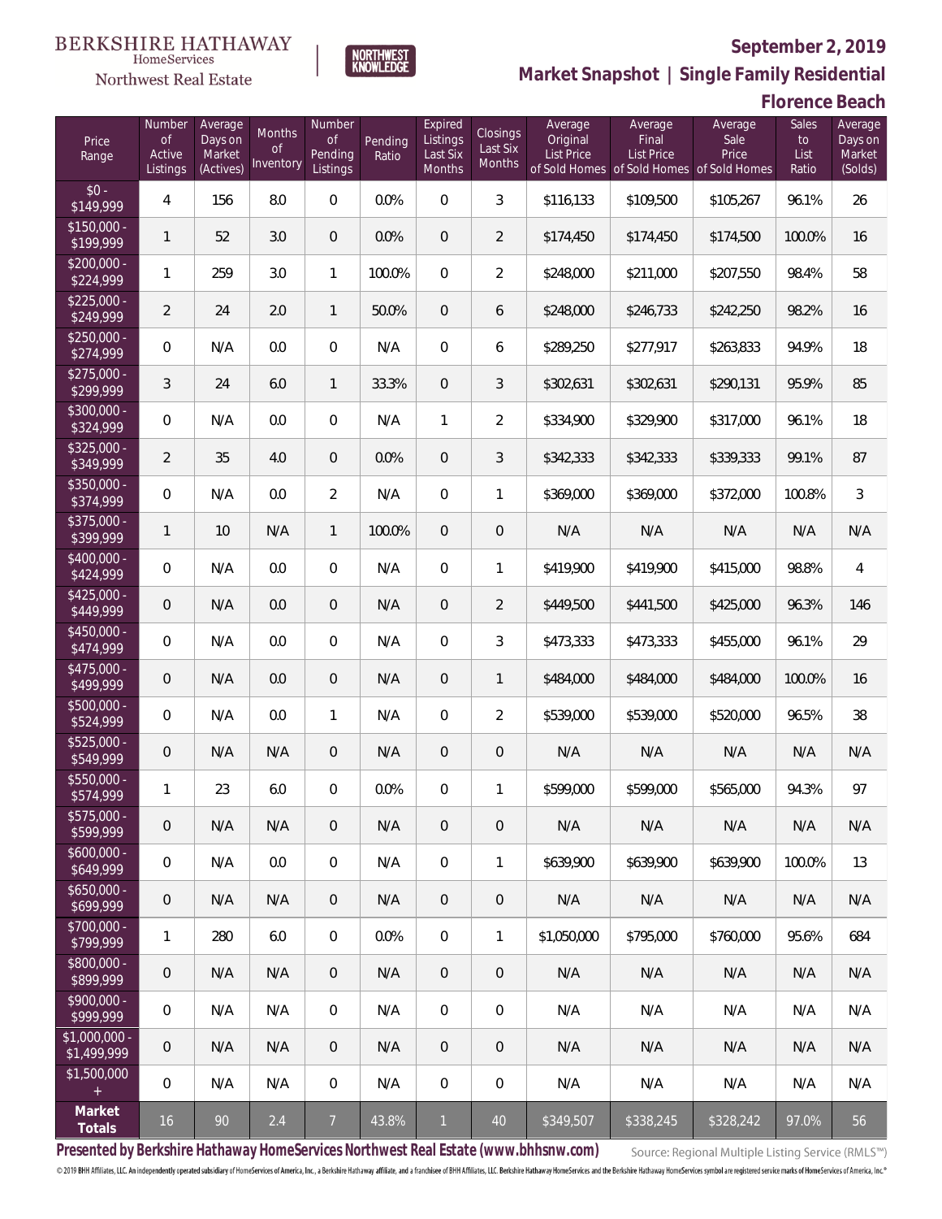BERKSHIRE HATHAWAY HomeServices Northwest Real Estate

NORTHWEST KNOWLEDGE

**September 2, 2019**

## Market Snapshot | Single Family Residential

### Florence Beach

| Price Range | Number of Active Listings | Average Days on Market (Actives) | Months of Inventory | Number of Pending Listings | Pending Ratio | Expired Listings Last Six Months | Closings Last Six Months | Average Original List Price of Sold Homes | Average Final List Price of Sold Homes | Average Sale Price of Sold Homes | Sales to List Ratio | Average Days on Market (Solds) |
|---|---|---|---|---|---|---|---|---|---|---|---|---|
| $0 - $149,999 | 4 | 156 | 8.0 | 0 | 0.0% | 0 | 3 | $116,133 | $109,500 | $105,267 | 96.1% | 26 |
| $150,000 - $199,999 | 1 | 52 | 3.0 | 0 | 0.0% | 0 | 2 | $174,450 | $174,450 | $174,500 | 100.0% | 16 |
| $200,000 - $224,999 | 1 | 259 | 3.0 | 1 | 100.0% | 0 | 2 | $248,000 | $211,000 | $207,550 | 98.4% | 58 |
| $225,000 - $249,999 | 2 | 24 | 2.0 | 1 | 50.0% | 0 | 6 | $248,000 | $246,733 | $242,250 | 98.2% | 16 |
| $250,000 - $274,999 | 0 | N/A | 0.0 | 0 | N/A | 0 | 6 | $289,250 | $277,917 | $263,833 | 94.9% | 18 |
| $275,000 - $299,999 | 3 | 24 | 6.0 | 1 | 33.3% | 0 | 3 | $302,631 | $302,631 | $290,131 | 95.9% | 85 |
| $300,000 - $324,999 | 0 | N/A | 0.0 | 0 | N/A | 1 | 2 | $334,900 | $329,900 | $317,000 | 96.1% | 18 |
| $325,000 - $349,999 | 2 | 35 | 4.0 | 0 | 0.0% | 0 | 3 | $342,333 | $342,333 | $339,333 | 99.1% | 87 |
| $350,000 - $374,999 | 0 | N/A | 0.0 | 2 | N/A | 0 | 1 | $369,000 | $369,000 | $372,000 | 100.8% | 3 |
| $375,000 - $399,999 | 1 | 10 | N/A | 1 | 100.0% | 0 | 0 | N/A | N/A | N/A | N/A | N/A |
| $400,000 - $424,999 | 0 | N/A | 0.0 | 0 | N/A | 0 | 1 | $419,900 | $419,900 | $415,000 | 98.8% | 4 |
| $425,000 - $449,999 | 0 | N/A | 0.0 | 0 | N/A | 0 | 2 | $449,500 | $441,500 | $425,000 | 96.3% | 146 |
| $450,000 - $474,999 | 0 | N/A | 0.0 | 0 | N/A | 0 | 3 | $473,333 | $473,333 | $455,000 | 96.1% | 29 |
| $475,000 - $499,999 | 0 | N/A | 0.0 | 0 | N/A | 0 | 1 | $484,000 | $484,000 | $484,000 | 100.0% | 16 |
| $500,000 - $524,999 | 0 | N/A | 0.0 | 1 | N/A | 0 | 2 | $539,000 | $539,000 | $520,000 | 96.5% | 38 |
| $525,000 - $549,999 | 0 | N/A | N/A | 0 | N/A | 0 | 0 | N/A | N/A | N/A | N/A | N/A |
| $550,000 - $574,999 | 1 | 23 | 6.0 | 0 | 0.0% | 0 | 1 | $599,000 | $599,000 | $565,000 | 94.3% | 97 |
| $575,000 - $599,999 | 0 | N/A | N/A | 0 | N/A | 0 | 0 | N/A | N/A | N/A | N/A | N/A |
| $600,000 - $649,999 | 0 | N/A | 0.0 | 0 | N/A | 0 | 1 | $639,900 | $639,900 | $639,900 | 100.0% | 13 |
| $650,000 - $699,999 | 0 | N/A | N/A | 0 | N/A | 0 | 0 | N/A | N/A | N/A | N/A | N/A |
| $700,000 - $799,999 | 1 | 280 | 6.0 | 0 | 0.0% | 0 | 1 | $1,050,000 | $795,000 | $760,000 | 95.6% | 684 |
| $800,000 - $899,999 | 0 | N/A | N/A | 0 | N/A | 0 | 0 | N/A | N/A | N/A | N/A | N/A |
| $900,000 - $999,999 | 0 | N/A | N/A | 0 | N/A | 0 | 0 | N/A | N/A | N/A | N/A | N/A |
| $1,000,000 - $1,499,999 | 0 | N/A | N/A | 0 | N/A | 0 | 0 | N/A | N/A | N/A | N/A | N/A |
| $1,500,000 + | 0 | N/A | N/A | 0 | N/A | 0 | 0 | N/A | N/A | N/A | N/A | N/A |
| **Market Totals** | 16 | 90 | 2.4 | 7 | 43.8% | 1 | 40 | $349,507 | $338,245 | $328,242 | 97.0% | 56 |

**Presented by Berkshire Hathaway HomeServices Northwest Real Estate (www.bhhsnw.com)**

Source: Regional Multiple Listing Service (RMLS™)

© 2019 BHH Affiliates, LLC. An independently operated subsidiary of HomeServices of America, Inc., a Berkshire Hathaway affiliate, and a franchisee of BHH Affiliates, LLC. Berkshire Hathaway HomeServices and the Berkshire Hathaway HomeServices symbol are registered service marks of HomeServices of America, Inc.®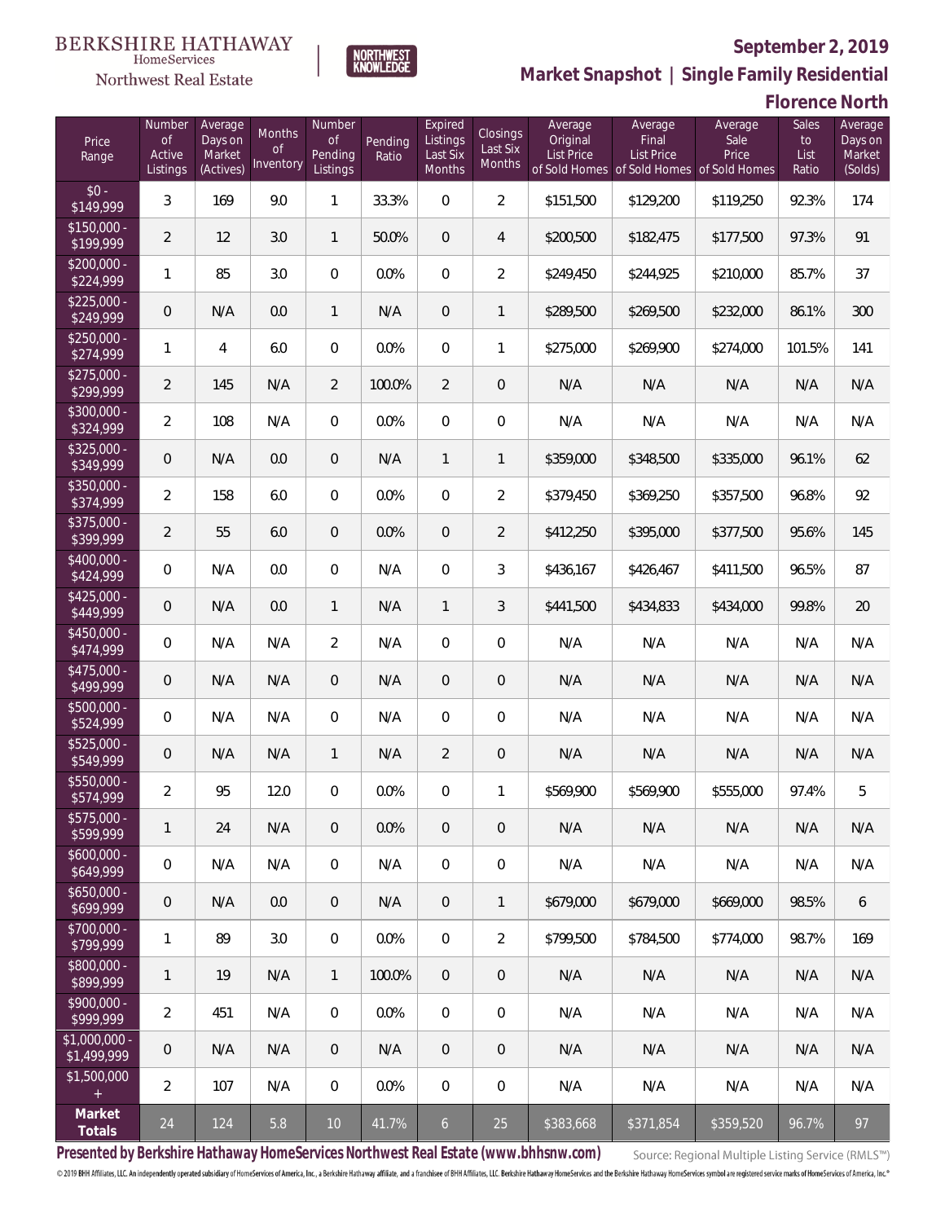BERKSHIRE HATHAWAY HomeServices Northwest Real Estate

NORTHWEST KNOWLEDGE

**September 2, 2019**

**Market Snapshot | Single Family Residential**

**Florence North**

| Price Range | Number of Active Listings | Average Days on Market (Actives) | Months of Inventory | Number of Pending Listings | Pending Ratio | Expired Listings Last Six Months | Closings Last Six Months | Average Original List Price of Sold Homes | Average Final List Price of Sold Homes | Average Sale Price of Sold Homes | Sales to List Ratio | Average Days on Market (Solds) |
|---|---|---|---|---|---|---|---|---|---|---|---|---|
| $0 - $149,999 | 3 | 169 | 9.0 | 1 | 33.3% | 0 | 2 | $151,500 | $129,200 | $119,250 | 92.3% | 174 |
| $150,000 - $199,999 | 2 | 12 | 3.0 | 1 | 50.0% | 0 | 4 | $200,500 | $182,475 | $177,500 | 97.3% | 91 |
| $200,000 - $224,999 | 1 | 85 | 3.0 | 0 | 0.0% | 0 | 2 | $249,450 | $244,925 | $210,000 | 85.7% | 37 |
| $225,000 - $249,999 | 0 | N/A | 0.0 | 1 | N/A | 0 | 1 | $289,500 | $269,500 | $232,000 | 86.1% | 300 |
| $250,000 - $274,999 | 1 | 4 | 6.0 | 0 | 0.0% | 0 | 1 | $275,000 | $269,900 | $274,000 | 101.5% | 141 |
| $275,000 - $299,999 | 2 | 145 | N/A | 2 | 100.0% | 2 | 0 | N/A | N/A | N/A | N/A | N/A |
| $300,000 - $324,999 | 2 | 108 | N/A | 0 | 0.0% | 0 | 0 | N/A | N/A | N/A | N/A | N/A |
| $325,000 - $349,999 | 0 | N/A | 0.0 | 0 | N/A | 1 | 1 | $359,000 | $348,500 | $335,000 | 96.1% | 62 |
| $350,000 - $374,999 | 2 | 158 | 6.0 | 0 | 0.0% | 0 | 2 | $379,450 | $369,250 | $357,500 | 96.8% | 92 |
| $375,000 - $399,999 | 2 | 55 | 6.0 | 0 | 0.0% | 0 | 2 | $412,250 | $395,000 | $377,500 | 95.6% | 145 |
| $400,000 - $424,999 | 0 | N/A | 0.0 | 0 | N/A | 0 | 3 | $436,167 | $426,467 | $411,500 | 96.5% | 87 |
| $425,000 - $449,999 | 0 | N/A | 0.0 | 1 | N/A | 1 | 3 | $441,500 | $434,833 | $434,000 | 99.8% | 20 |
| $450,000 - $474,999 | 0 | N/A | N/A | 2 | N/A | 0 | 0 | N/A | N/A | N/A | N/A | N/A |
| $475,000 - $499,999 | 0 | N/A | N/A | 0 | N/A | 0 | 0 | N/A | N/A | N/A | N/A | N/A |
| $500,000 - $524,999 | 0 | N/A | N/A | 0 | N/A | 0 | 0 | N/A | N/A | N/A | N/A | N/A |
| $525,000 - $549,999 | 0 | N/A | N/A | 1 | N/A | 2 | 0 | N/A | N/A | N/A | N/A | N/A |
| $550,000 - $574,999 | 2 | 95 | 12.0 | 0 | 0.0% | 0 | 1 | $569,900 | $569,900 | $555,000 | 97.4% | 5 |
| $575,000 - $599,999 | 1 | 24 | N/A | 0 | 0.0% | 0 | 0 | N/A | N/A | N/A | N/A | N/A |
| $600,000 - $649,999 | 0 | N/A | N/A | 0 | N/A | 0 | 0 | N/A | N/A | N/A | N/A | N/A |
| $650,000 - $699,999 | 0 | N/A | 0.0 | 0 | N/A | 0 | 1 | $679,000 | $679,000 | $669,000 | 98.5% | 6 |
| $700,000 - $799,999 | 1 | 89 | 3.0 | 0 | 0.0% | 0 | 2 | $799,500 | $784,500 | $774,000 | 98.7% | 169 |
| $800,000 - $899,999 | 1 | 19 | N/A | 1 | 100.0% | 0 | 0 | N/A | N/A | N/A | N/A | N/A |
| $900,000 - $999,999 | 2 | 451 | N/A | 0 | 0.0% | 0 | 0 | N/A | N/A | N/A | N/A | N/A |
| $1,000,000 - $1,499,999 | 0 | N/A | N/A | 0 | N/A | 0 | 0 | N/A | N/A | N/A | N/A | N/A |
| $1,500,000 + | 2 | 107 | N/A | 0 | 0.0% | 0 | 0 | N/A | N/A | N/A | N/A | N/A |
| **Market Totals** | 24 | 124 | 5.8 | 10 | 41.7% | 6 | 25 | $383,668 | $371,854 | $359,520 | 96.7% | 97 |

**Presented by Berkshire Hathaway HomeServices Northwest Real Estate (www.bhhsnw.com)**

Source: Regional Multiple Listing Service (RMLS™)

© 2019 BHH Affiliates, LLC. An independently operated subsidiary of HomeServices of America, Inc., a Berkshire Hathaway affiliate, and a franchisee of BHH Affiliates, LLC. Berkshire Hathaway HomeServices and the Berkshire Hathaway HomeServices symbol are registered service marks of HomeServices of America, Inc.®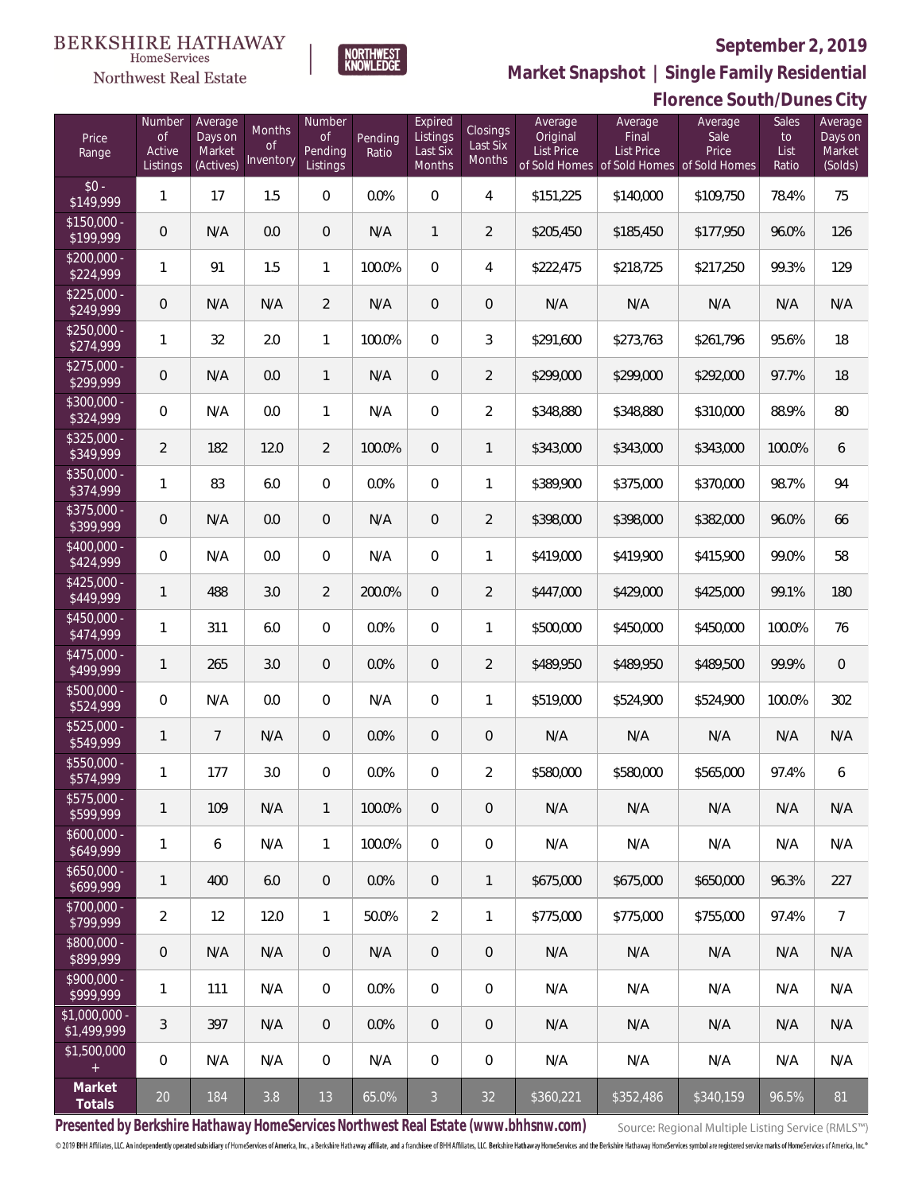BERKSHIRE HATHAWAY HomeServices Northwest Real Estate

NORTHWEST KNOWLEDGE

# September 2, 2019

## Market Snapshot | Single Family Residential

## Florence South/Dunes City

| Price Range | Number of Active Listings | Average Days on Market (Actives) | Months of Inventory | Number of Pending Listings | Pending Ratio | Expired Listings Last Six Months | Closings Last Six Months | Average Original List Price of Sold Homes | Average Final List Price of Sold Homes | Average Sale Price of Sold Homes | Sales to List Ratio | Average Days on Market (Solds) |
|---|---|---|---|---|---|---|---|---|---|---|---|---|
| $0 - $149,999 | 1 | 17 | 1.5 | 0 | 0.0% | 0 | 4 | $151,225 | $140,000 | $109,750 | 78.4% | 75 |
| $150,000 - $199,999 | 0 | N/A | 0.0 | 0 | N/A | 1 | 2 | $205,450 | $185,450 | $177,950 | 96.0% | 126 |
| $200,000 - $224,999 | 1 | 91 | 1.5 | 1 | 100.0% | 0 | 4 | $222,475 | $218,725 | $217,250 | 99.3% | 129 |
| $225,000 - $249,999 | 0 | N/A | N/A | 2 | N/A | 0 | 0 | N/A | N/A | N/A | N/A | N/A |
| $250,000 - $274,999 | 1 | 32 | 2.0 | 1 | 100.0% | 0 | 3 | $291,600 | $273,763 | $261,796 | 95.6% | 18 |
| $275,000 - $299,999 | 0 | N/A | 0.0 | 1 | N/A | 0 | 2 | $299,000 | $299,000 | $292,000 | 97.7% | 18 |
| $300,000 - $324,999 | 0 | N/A | 0.0 | 1 | N/A | 0 | 2 | $348,880 | $348,880 | $310,000 | 88.9% | 80 |
| $325,000 - $349,999 | 2 | 182 | 12.0 | 2 | 100.0% | 0 | 1 | $343,000 | $343,000 | $343,000 | 100.0% | 6 |
| $350,000 - $374,999 | 1 | 83 | 6.0 | 0 | 0.0% | 0 | 1 | $389,900 | $375,000 | $370,000 | 98.7% | 94 |
| $375,000 - $399,999 | 0 | N/A | 0.0 | 0 | N/A | 0 | 2 | $398,000 | $398,000 | $382,000 | 96.0% | 66 |
| $400,000 - $424,999 | 0 | N/A | 0.0 | 0 | N/A | 0 | 1 | $419,000 | $419,900 | $415,900 | 99.0% | 58 |
| $425,000 - $449,999 | 1 | 488 | 3.0 | 2 | 200.0% | 0 | 2 | $447,000 | $429,000 | $425,000 | 99.1% | 180 |
| $450,000 - $474,999 | 1 | 311 | 6.0 | 0 | 0.0% | 0 | 1 | $500,000 | $450,000 | $450,000 | 100.0% | 76 |
| $475,000 - $499,999 | 1 | 265 | 3.0 | 0 | 0.0% | 0 | 2 | $489,950 | $489,950 | $489,500 | 99.9% | 0 |
| $500,000 - $524,999 | 0 | N/A | 0.0 | 0 | N/A | 0 | 1 | $519,000 | $524,900 | $524,900 | 100.0% | 302 |
| $525,000 - $549,999 | 1 | 7 | N/A | 0 | 0.0% | 0 | 0 | N/A | N/A | N/A | N/A | N/A |
| $550,000 - $574,999 | 1 | 177 | 3.0 | 0 | 0.0% | 0 | 2 | $580,000 | $580,000 | $565,000 | 97.4% | 6 |
| $575,000 - $599,999 | 1 | 109 | N/A | 1 | 100.0% | 0 | 0 | N/A | N/A | N/A | N/A | N/A |
| $600,000 - $649,999 | 1 | 6 | N/A | 1 | 100.0% | 0 | 0 | N/A | N/A | N/A | N/A | N/A |
| $650,000 - $699,999 | 1 | 400 | 6.0 | 0 | 0.0% | 0 | 1 | $675,000 | $675,000 | $650,000 | 96.3% | 227 |
| $700,000 - $799,999 | 2 | 12 | 12.0 | 1 | 50.0% | 2 | 1 | $775,000 | $775,000 | $755,000 | 97.4% | 7 |
| $800,000 - $899,999 | 0 | N/A | N/A | 0 | N/A | 0 | 0 | N/A | N/A | N/A | N/A | N/A |
| $900,000 - $999,999 | 1 | 111 | N/A | 0 | 0.0% | 0 | 0 | N/A | N/A | N/A | N/A | N/A |
| $1,000,000 - $1,499,999 | 3 | 397 | N/A | 0 | 0.0% | 0 | 0 | N/A | N/A | N/A | N/A | N/A |
| $1,500,000 + | 0 | N/A | N/A | 0 | N/A | 0 | 0 | N/A | N/A | N/A | N/A | N/A |
| **Market Totals** | 20 | 184 | 3.8 | 13 | 65.0% | 3 | 32 | $360,221 | $352,486 | $340,159 | 96.5% | 81 |

**Presented by Berkshire Hathaway HomeServices Northwest Real Estate (www.bhhsnw.com)**

Source: Regional Multiple Listing Service (RMLS™)

© 2019 BHH Affiliates, LLC. An independently operated subsidiary of HomeServices of America, Inc., a Berkshire Hathaway affiliate, and a franchisee of BHH Affiliates, LLC. Berkshire Hathaway HomeServices and the Berkshire Hathaway HomeServices symbol are registered service marks of HomeServices of America, Inc.®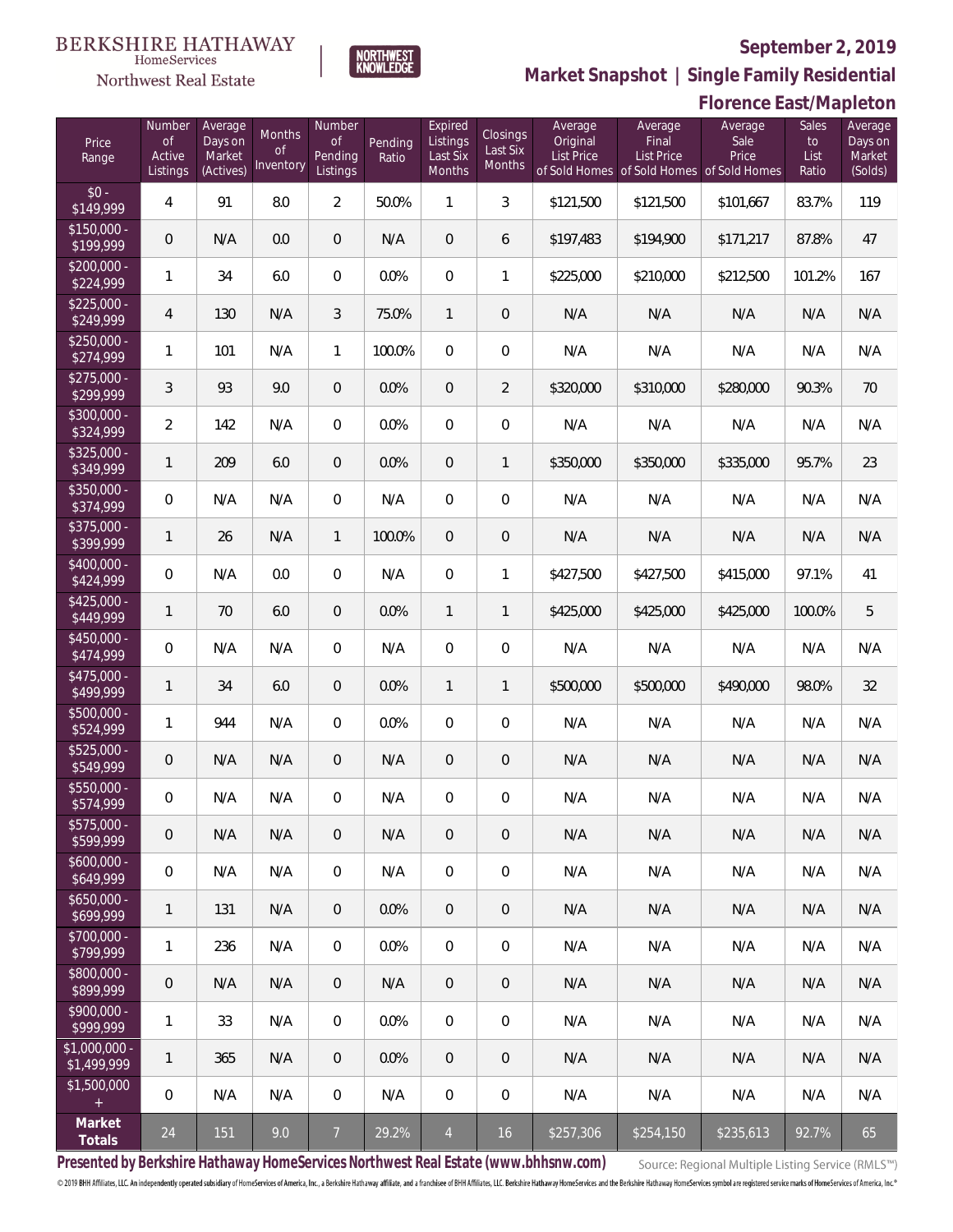BERKSHIRE HATHAWAY HomeServices Northwest Real Estate

NORTHWEST KNOWLEDGE

**September 2, 2019**

## Market Snapshot | Single Family Residential

## Florence East/Mapleton

| Price Range | Number of Active Listings | Average Days on Market (Actives) | Months of Inventory | Number of Pending Listings | Pending Ratio | Expired Listings Last Six Months | Closings Last Six Months | Average Original List Price of Sold Homes | Average Final List Price of Sold Homes | Average Sale Price of Sold Homes | Sales to List Ratio | Average Days on Market (Solds) |
|---|---|---|---|---|---|---|---|---|---|---|---|---|
| $0 - $149,999 | 4 | 91 | 8.0 | 2 | 50.0% | 1 | 3 | $121,500 | $121,500 | $101,667 | 83.7% | 119 |
| $150,000 - $199,999 | 0 | N/A | 0.0 | 0 | N/A | 0 | 6 | $197,483 | $194,900 | $171,217 | 87.8% | 47 |
| $200,000 - $224,999 | 1 | 34 | 6.0 | 0 | 0.0% | 0 | 1 | $225,000 | $210,000 | $212,500 | 101.2% | 167 |
| $225,000 - $249,999 | 4 | 130 | N/A | 3 | 75.0% | 1 | 0 | N/A | N/A | N/A | N/A | N/A |
| $250,000 - $274,999 | 1 | 101 | N/A | 1 | 100.0% | 0 | 0 | N/A | N/A | N/A | N/A | N/A |
| $275,000 - $299,999 | 3 | 93 | 9.0 | 0 | 0.0% | 0 | 2 | $320,000 | $310,000 | $280,000 | 90.3% | 70 |
| $300,000 - $324,999 | 2 | 142 | N/A | 0 | 0.0% | 0 | 0 | N/A | N/A | N/A | N/A | N/A |
| $325,000 - $349,999 | 1 | 209 | 6.0 | 0 | 0.0% | 0 | 1 | $350,000 | $350,000 | $335,000 | 95.7% | 23 |
| $350,000 - $374,999 | 0 | N/A | N/A | 0 | N/A | 0 | 0 | N/A | N/A | N/A | N/A | N/A |
| $375,000 - $399,999 | 1 | 26 | N/A | 1 | 100.0% | 0 | 0 | N/A | N/A | N/A | N/A | N/A |
| $400,000 - $424,999 | 0 | N/A | 0.0 | 0 | N/A | 0 | 1 | $427,500 | $427,500 | $415,000 | 97.1% | 41 |
| $425,000 - $449,999 | 1 | 70 | 6.0 | 0 | 0.0% | 1 | 1 | $425,000 | $425,000 | $425,000 | 100.0% | 5 |
| $450,000 - $474,999 | 0 | N/A | N/A | 0 | N/A | 0 | 0 | N/A | N/A | N/A | N/A | N/A |
| $475,000 - $499,999 | 1 | 34 | 6.0 | 0 | 0.0% | 1 | 1 | $500,000 | $500,000 | $490,000 | 98.0% | 32 |
| $500,000 - $524,999 | 1 | 944 | N/A | 0 | 0.0% | 0 | 0 | N/A | N/A | N/A | N/A | N/A |
| $525,000 - $549,999 | 0 | N/A | N/A | 0 | N/A | 0 | 0 | N/A | N/A | N/A | N/A | N/A |
| $550,000 - $574,999 | 0 | N/A | N/A | 0 | N/A | 0 | 0 | N/A | N/A | N/A | N/A | N/A |
| $575,000 - $599,999 | 0 | N/A | N/A | 0 | N/A | 0 | 0 | N/A | N/A | N/A | N/A | N/A |
| $600,000 - $649,999 | 0 | N/A | N/A | 0 | N/A | 0 | 0 | N/A | N/A | N/A | N/A | N/A |
| $650,000 - $699,999 | 1 | 131 | N/A | 0 | 0.0% | 0 | 0 | N/A | N/A | N/A | N/A | N/A |
| $700,000 - $799,999 | 1 | 236 | N/A | 0 | 0.0% | 0 | 0 | N/A | N/A | N/A | N/A | N/A |
| $800,000 - $899,999 | 0 | N/A | N/A | 0 | N/A | 0 | 0 | N/A | N/A | N/A | N/A | N/A |
| $900,000 - $999,999 | 1 | 33 | N/A | 0 | 0.0% | 0 | 0 | N/A | N/A | N/A | N/A | N/A |
| $1,000,000 - $1,499,999 | 1 | 365 | N/A | 0 | 0.0% | 0 | 0 | N/A | N/A | N/A | N/A | N/A |
| $1,500,000 + | 0 | N/A | N/A | 0 | N/A | 0 | 0 | N/A | N/A | N/A | N/A | N/A |
| **Market Totals** | 24 | 151 | 9.0 | 7 | 29.2% | 4 | 16 | $257,306 | $254,150 | $235,613 | 92.7% | 65 |

**Presented by Berkshire Hathaway HomeServices Northwest Real Estate (www.bhhsnw.com)**

Source: Regional Multiple Listing Service (RMLS™)

© 2019 BHH Affiliates, LLC. An independently operated subsidiary of HomeServices of America, Inc., a Berkshire Hathaway affiliate, and a franchisee of BHH Affiliates, LLC. Berkshire Hathaway HomeServices and the Berkshire Hathaway HomeServices symbol are registered service marks of HomeServices of America, Inc.®